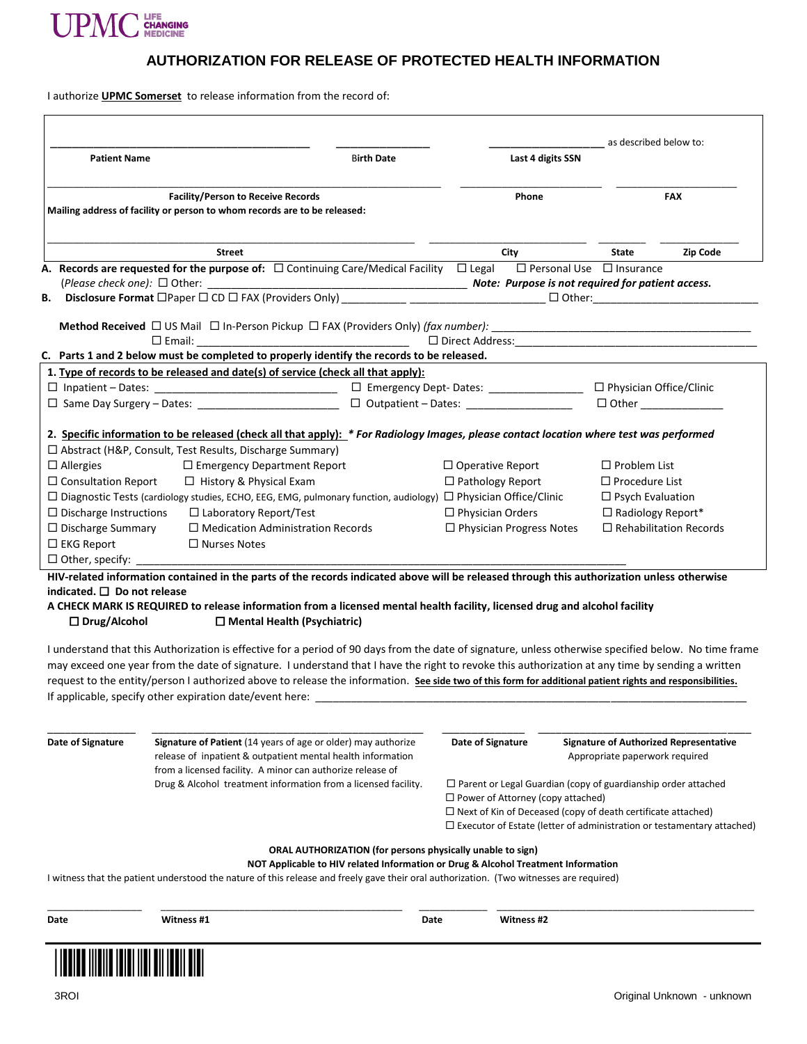UPMC LIFE CHANGING MEDICINE

# AUTHORIZATION FOR RELEASE OF PROTECTED HEALTH INFORMATION

I authorize **UPMC Somerset** to release information from the record of:

| ______________________ | ______________ | ______________ as described below to: |
|---|---|---|
| **Patient Name** | **Birth Date** | **Last 4 digits SSN** |

| ______________________ | ______________ | ______________ |
|---|---|---|
| **Facility/Person to Receive Records** | **Phone** | **FAX** |

**Mailing address of facility or person to whom records are to be released:**

| ______________________ | ______________ | ________ | ________ |
|---|---|---|---|
| **Street** | **City** | **State** | **Zip Code** |

**A. Records are requested for the purpose of:** ☐ Continuing Care/Medical Facility ☐ Legal ☐ Personal Use ☐ Insurance
*(Please check one):* ☐ Other: ______________________ ***Note: Purpose is not required for patient access.***

**B. Disclosure Format** ☐Paper ☐ CD ☐ FAX (Providers Only) __________ ______________ ☐ Other:______________

**Method Received** ☐ US Mail ☐ In-Person Pickup ☐ FAX (Providers Only) *(fax number):* ______________________
☐ Email: ______________________ ☐ Direct Address:______________________

**C. Parts 1 and 2 below must be completed to properly identify the records to be released.**

**1. Type of records to be released and date(s) of service (check all that apply):**

☐ Inpatient – Dates: ______________ ☐ Emergency Dept- Dates: ______________ ☐ Physician Office/Clinic
☐ Same Day Surgery – Dates: ______________ ☐ Outpatient – Dates: ______________ ☐ Other ______________

**2. Specific information to be released (check all that apply):** ***\* For Radiology Images, please contact location where test was performed***

☐ Abstract (H&P, Consult, Test Results, Discharge Summary)
☐ Allergies ☐ Emergency Department Report ☐ Operative Report ☐ Problem List
☐ Consultation Report ☐ History & Physical Exam ☐ Pathology Report ☐ Procedure List
☐ Diagnostic Tests (cardiology studies, ECHO, EEG, EMG, pulmonary function, audiology) ☐ Physician Office/Clinic ☐ Psych Evaluation
☐ Discharge Instructions ☐ Laboratory Report/Test ☐ Physician Orders ☐ Radiology Report*
☐ Discharge Summary ☐ Medication Administration Records ☐ Physician Progress Notes ☐ Rehabilitation Records
☐ EKG Report ☐ Nurses Notes
☐ Other, specify: ______________________

**HIV-related information contained in the parts of the records indicated above will be released through this authorization unless otherwise indicated. ☐ Do not release**

**A CHECK MARK IS REQUIRED to release information from a licensed mental health facility, licensed drug and alcohol facility**
**☐ Drug/Alcohol ☐ Mental Health (Psychiatric)**

I understand that this Authorization is effective for a period of 90 days from the date of signature, unless otherwise specified below. No time frame may exceed one year from the date of signature. I understand that I have the right to revoke this authorization at any time by sending a written request to the entity/person I authorized above to release the information. **See side two of this form for additional patient rights and responsibilities.**
If applicable, specify other expiration date/event here: ______________________

| ________ | ______________________ | ________ | ______________________ |
|---|---|---|---|
| **Date of Signature** | **Signature of Patient** (14 years of age or older) may authorize release of inpatient & outpatient mental health information from a licensed facility. A minor can authorize release of Drug & Alcohol treatment information from a licensed facility. | **Date of Signature** | **Signature of Authorized Representative** Appropriate paperwork required |

☐ Parent or Legal Guardian (copy of guardianship order attached
☐ Power of Attorney (copy attached)
☐ Next of Kin of Deceased (copy of death certificate attached)
☐ Executor of Estate (letter of administration or testamentary attached)

**ORAL AUTHORIZATION (for persons physically unable to sign)**
**NOT Applicable to HIV related Information or Drug & Alcohol Treatment Information**

I witness that the patient understood the nature of this release and freely gave their oral authorization. (Two witnesses are required)

| ________ | ______________________ | ________ | ______________________ |
|---|---|---|---|
| **Date** | **Witness #1** | **Date** | **Witness #2** |

3ROI

Original Unknown - unknown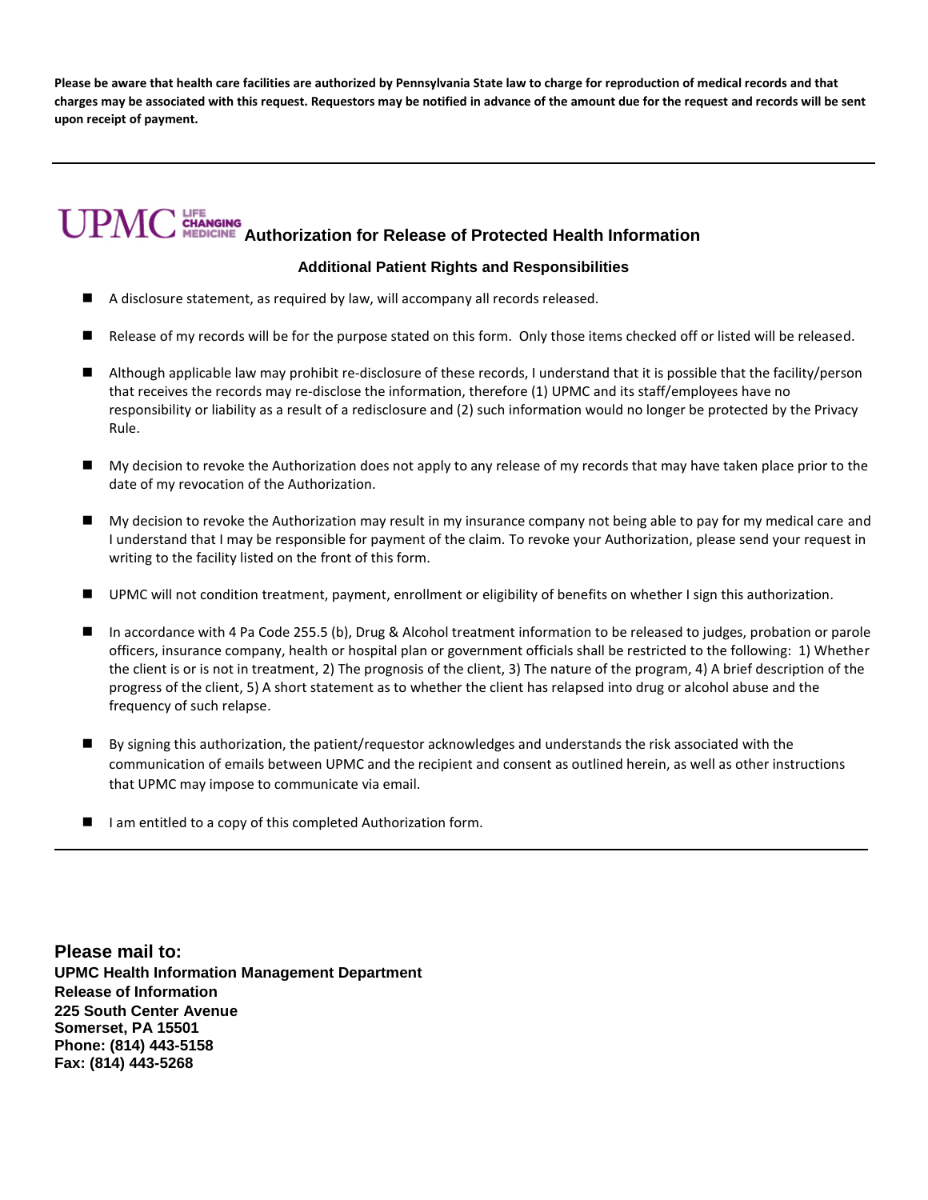**Please be aware that health care facilities are authorized by Pennsylvania State law to charge for reproduction of medical records and that charges may be associated with this request. Requestors may be notified in advance of the amount due for the request and records will be sent upon receipt of payment.**

---

# UPMC LIFE CHANGING MEDICINE Authorization for Release of Protected Health Information

### Additional Patient Rights and Responsibilities

- A disclosure statement, as required by law, will accompany all records released.
- Release of my records will be for the purpose stated on this form. Only those items checked off or listed will be released.
- Although applicable law may prohibit re-disclosure of these records, I understand that it is possible that the facility/person that receives the records may re-disclose the information, therefore (1) UPMC and its staff/employees have no responsibility or liability as a result of a redisclosure and (2) such information would no longer be protected by the Privacy Rule.
- My decision to revoke the Authorization does not apply to any release of my records that may have taken place prior to the date of my revocation of the Authorization.
- My decision to revoke the Authorization may result in my insurance company not being able to pay for my medical care and I understand that I may be responsible for payment of the claim. To revoke your Authorization, please send your request in writing to the facility listed on the front of this form.
- UPMC will not condition treatment, payment, enrollment or eligibility of benefits on whether I sign this authorization.
- In accordance with 4 Pa Code 255.5 (b), Drug & Alcohol treatment information to be released to judges, probation or parole officers, insurance company, health or hospital plan or government officials shall be restricted to the following: 1) Whether the client is or is not in treatment, 2) The prognosis of the client, 3) The nature of the program, 4) A brief description of the progress of the client, 5) A short statement as to whether the client has relapsed into drug or alcohol abuse and the frequency of such relapse.
- By signing this authorization, the patient/requestor acknowledges and understands the risk associated with the communication of emails between UPMC and the recipient and consent as outlined herein, as well as other instructions that UPMC may impose to communicate via email.
- I am entitled to a copy of this completed Authorization form.

---

**Please mail to:**
**UPMC Health Information Management Department**
**Release of Information**
**225 South Center Avenue**
**Somerset, PA 15501**
**Phone: (814) 443-5158**
**Fax: (814) 443-5268**